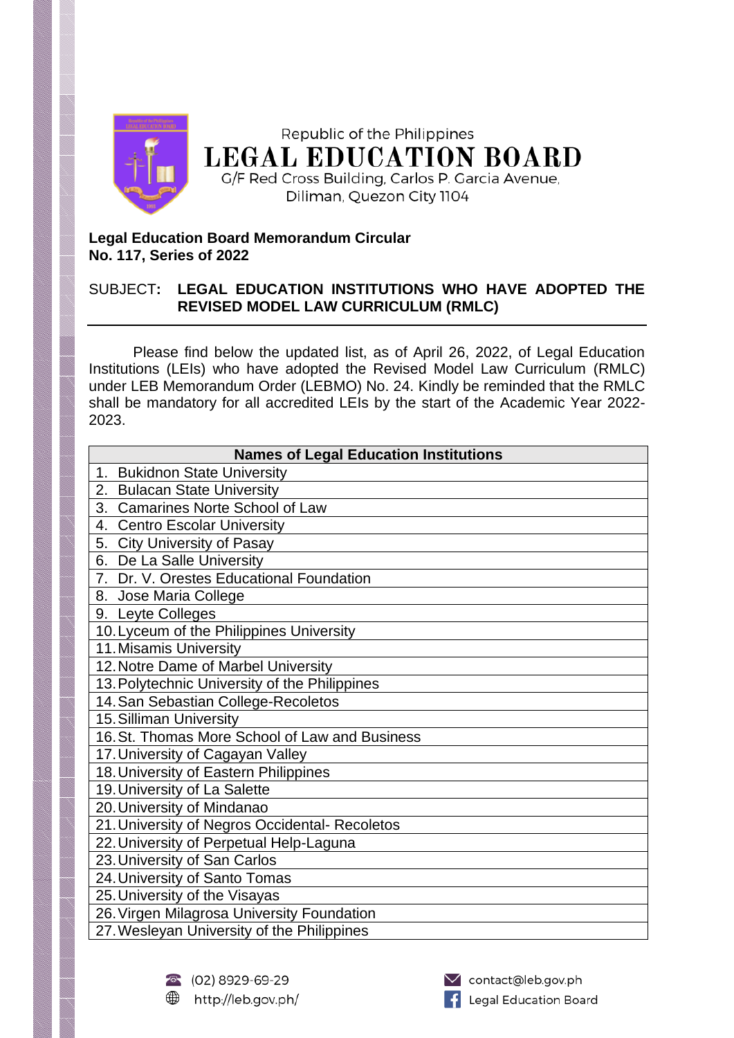Republic of the Philippines

# LEGAL EDUCATION BOARD

G/F Red Cross Building, Carlos P. Garcia Avenue, Diliman, Quezon City 1104

**Legal Education Board Memorandum Circular**
**No. 117, Series of 2022**

SUBJECT**: LEGAL EDUCATION INSTITUTIONS WHO HAVE ADOPTED THE REVISED MODEL LAW CURRICULUM (RMLC)**

---

Please find below the updated list, as of April 26, 2022, of Legal Education Institutions (LEIs) who have adopted the Revised Model Law Curriculum (RMLC) under LEB Memorandum Order (LEBMO) No. 24. Kindly be reminded that the RMLC shall be mandatory for all accredited LEIs by the start of the Academic Year 2022-2023.

| Names of Legal Education Institutions |
|---|
| 1. Bukidnon State University |
| 2. Bulacan State University |
| 3. Camarines Norte School of Law |
| 4. Centro Escolar University |
| 5. City University of Pasay |
| 6. De La Salle University |
| 7. Dr. V. Orestes Educational Foundation |
| 8. Jose Maria College |
| 9. Leyte Colleges |
| 10. Lyceum of the Philippines University |
| 11. Misamis University |
| 12. Notre Dame of Marbel University |
| 13. Polytechnic University of the Philippines |
| 14. San Sebastian College-Recoletos |
| 15. Silliman University |
| 16. St. Thomas More School of Law and Business |
| 17. University of Cagayan Valley |
| 18. University of Eastern Philippines |
| 19. University of La Salette |
| 20. University of Mindanao |
| 21. University of Negros Occidental- Recoletos |
| 22. University of Perpetual Help-Laguna |
| 23. University of San Carlos |
| 24. University of Santo Tomas |
| 25. University of the Visayas |
| 26. Virgen Milagrosa University Foundation |
| 27. Wesleyan University of the Philippines |

(02) 8929-69-29
http://leb.gov.ph/
contact@leb.gov.ph
Legal Education Board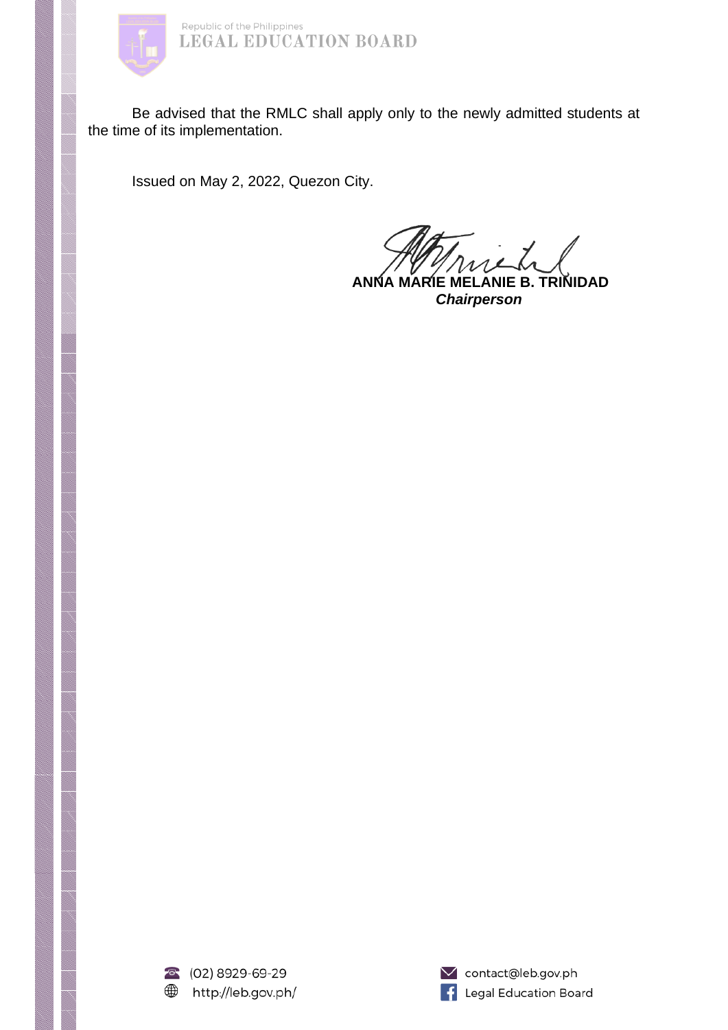Be advised that the RMLC shall apply only to the newly admitted students at the time of its implementation.

Issued on May 2, 2022, Quezon City.

**ANNA MARIE MELANIE B. TRINIDAD**
***Chairperson***